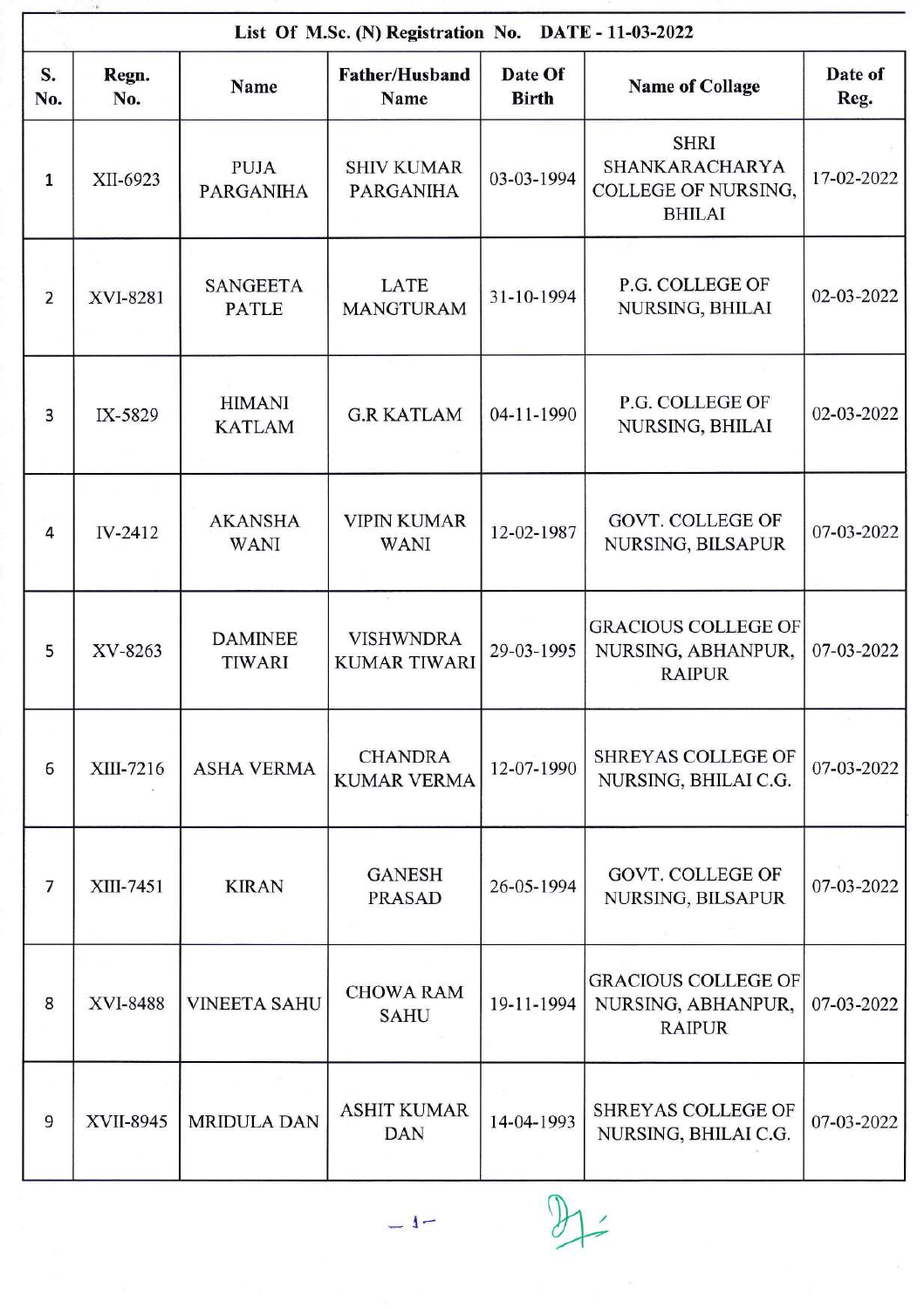| S. No. | Regn. No. | Name | Father/Husband Name | Date Of Birth | Name of Collage | Date of Reg. |
|---|---|---|---|---|---|---|
| List Of M.Sc. (N) Registration No. DATE - 11-03-2022 | | | | | | |
| 1 | XII-6923 | PUJA PARGANIHA | SHIV KUMAR PARGANIHA | 03-03-1994 | SHRI SHANKARACHARYA COLLEGE OF NURSING, BHILAI | 17-02-2022 |
| 2 | XVI-8281 | SANGEETA PATLE | LATE MANGTURAM | 31-10-1994 | P.G. COLLEGE OF NURSING, BHILAI | 02-03-2022 |
| 3 | IX-5829 | HIMANI KATLAM | G.R KATLAM | 04-11-1990 | P.G. COLLEGE OF NURSING, BHILAI | 02-03-2022 |
| 4 | IV-2412 | AKANSHA WANI | VIPIN KUMAR WANI | 12-02-1987 | GOVT. COLLEGE OF NURSING, BILSAPUR | 07-03-2022 |
| 5 | XV-8263 | DAMINEE TIWARI | VISHWNDRA KUMAR TIWARI | 29-03-1995 | GRACIOUS COLLEGE OF NURSING, ABHANPUR, RAIPUR | 07-03-2022 |
| 6 | XIII-7216 | ASHA VERMA | CHANDRA KUMAR VERMA | 12-07-1990 | SHREYAS COLLEGE OF NURSING, BHILAI C.G. | 07-03-2022 |
| 7 | XIII-7451 | KIRAN | GANESH PRASAD | 26-05-1994 | GOVT. COLLEGE OF NURSING, BILSAPUR | 07-03-2022 |
| 8 | XVI-8488 | VINEETA SAHU | CHOWA RAM SAHU | 19-11-1994 | GRACIOUS COLLEGE OF NURSING, ABHANPUR, RAIPUR | 07-03-2022 |
| 9 | XVII-8945 | MRIDULA DAN | ASHIT KUMAR DAN | 14-04-1993 | SHREYAS COLLEGE OF NURSING, BHILAI C.G. | 07-03-2022 |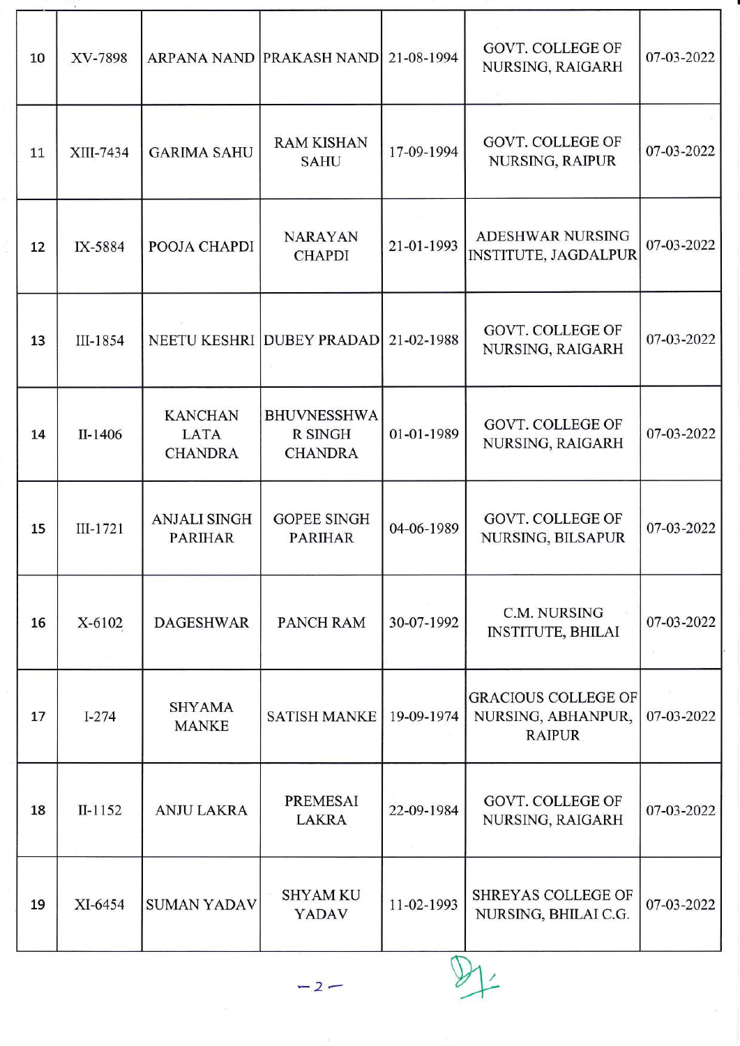| 10 | XV-7898 | ARPANA NAND | PRAKASH NAND | 21-08-1994 | GOVT. COLLEGE OF NURSING, RAIGARH | 07-03-2022 |
|---|---|---|---|---|---|---|
| 11 | XIII-7434 | GARIMA SAHU | RAM KISHAN SAHU | 17-09-1994 | GOVT. COLLEGE OF NURSING, RAIPUR | 07-03-2022 |
| 12 | IX-5884 | POOJA CHAPDI | NARAYAN CHAPDI | 21-01-1993 | ADESHWAR NURSING INSTITUTE, JAGDALPUR | 07-03-2022 |
| 13 | III-1854 | NEETU KESHRI | DUBEY PRADAD | 21-02-1988 | GOVT. COLLEGE OF NURSING, RAIGARH | 07-03-2022 |
| 14 | II-1406 | KANCHAN LATA CHANDRA | BHUVNESSHWA R SINGH CHANDRA | 01-01-1989 | GOVT. COLLEGE OF NURSING, RAIGARH | 07-03-2022 |
| 15 | III-1721 | ANJALI SINGH PARIHAR | GOPEE SINGH PARIHAR | 04-06-1989 | GOVT. COLLEGE OF NURSING, BILSAPUR | 07-03-2022 |
| 16 | X-6102 | DAGESHWAR | PANCH RAM | 30-07-1992 | C.M. NURSING INSTITUTE, BHILAI | 07-03-2022 |
| 17 | I-274 | SHYAMA MANKE | SATISH MANKE | 19-09-1974 | GRACIOUS COLLEGE OF NURSING, ABHANPUR, RAIPUR | 07-03-2022 |
| 18 | II-1152 | ANJU LAKRA | PREMESAI LAKRA | 22-09-1984 | GOVT. COLLEGE OF NURSING, RAIGARH | 07-03-2022 |
| 19 | XI-6454 | SUMAN YADAV | SHYAM KU YADAV | 11-02-1993 | SHREYAS COLLEGE OF NURSING, BHILAI C.G. | 07-03-2022 |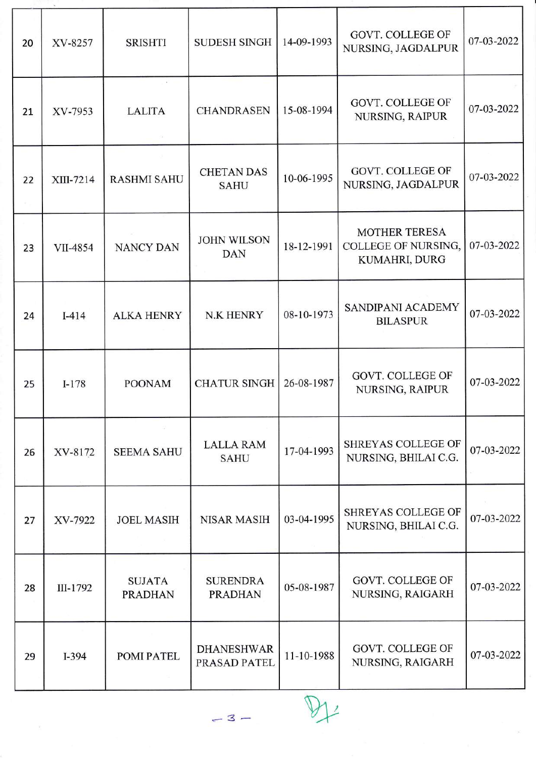| 20 | XV-8257 | SRISHTI | SUDESH SINGH | 14-09-1993 | GOVT. COLLEGE OF NURSING, JAGDALPUR | 07-03-2022 |
|---|---|---|---|---|---|---|
| 21 | XV-7953 | LALITA | CHANDRASEN | 15-08-1994 | GOVT. COLLEGE OF NURSING, RAIPUR | 07-03-2022 |
| 22 | XIII-7214 | RASHMI SAHU | CHETAN DAS SAHU | 10-06-1995 | GOVT. COLLEGE OF NURSING, JAGDALPUR | 07-03-2022 |
| 23 | VII-4854 | NANCY DAN | JOHN WILSON DAN | 18-12-1991 | MOTHER TERESA COLLEGE OF NURSING, KUMAHRI, DURG | 07-03-2022 |
| 24 | I-414 | ALKA HENRY | N.K HENRY | 08-10-1973 | SANDIPANI ACADEMY BILASPUR | 07-03-2022 |
| 25 | I-178 | POONAM | CHATUR SINGH | 26-08-1987 | GOVT. COLLEGE OF NURSING, RAIPUR | 07-03-2022 |
| 26 | XV-8172 | SEEMA SAHU | LALLA RAM SAHU | 17-04-1993 | SHREYAS COLLEGE OF NURSING, BHILAI C.G. | 07-03-2022 |
| 27 | XV-7922 | JOEL MASIH | NISAR MASIH | 03-04-1995 | SHREYAS COLLEGE OF NURSING, BHILAI C.G. | 07-03-2022 |
| 28 | III-1792 | SUJATA PRADHAN | SURENDRA PRADHAN | 05-08-1987 | GOVT. COLLEGE OF NURSING, RAIGARH | 07-03-2022 |
| 29 | I-394 | POMI PATEL | DHANESHWAR PRASAD PATEL | 11-10-1988 | GOVT. COLLEGE OF NURSING, RAIGARH | 07-03-2022 |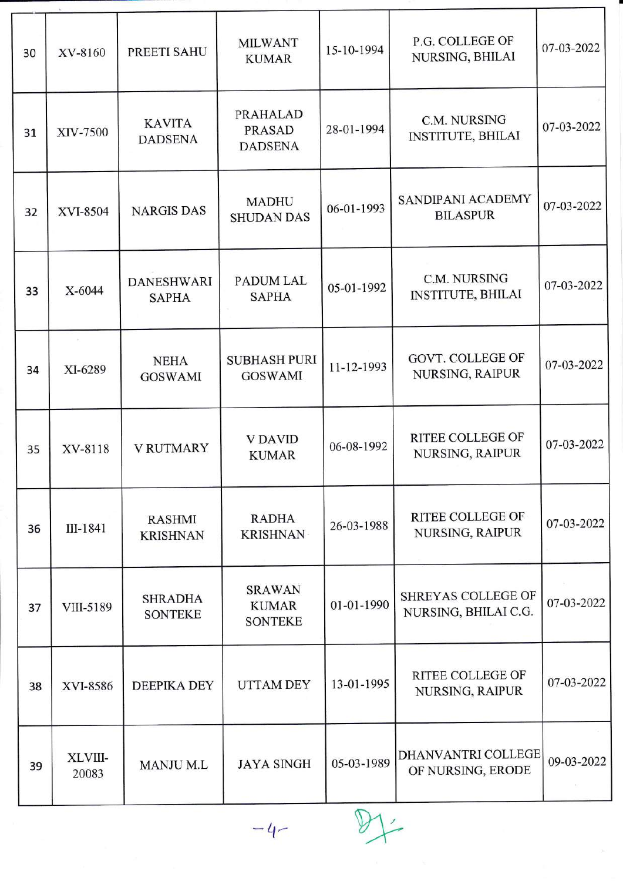| 30 | XV-8160 | PREETI SAHU | MILWANT KUMAR | 15-10-1994 | P.G. COLLEGE OF NURSING, BHILAI | 07-03-2022 |
|---|---|---|---|---|---|---|
| 31 | XIV-7500 | KAVITA DADSENA | PRAHALAD PRASAD DADSENA | 28-01-1994 | C.M. NURSING INSTITUTE, BHILAI | 07-03-2022 |
| 32 | XVI-8504 | NARGIS DAS | MADHU SHUDAN DAS | 06-01-1993 | SANDIPANI ACADEMY BILASPUR | 07-03-2022 |
| 33 | X-6044 | DANESHWARI SAPHA | PADUM LAL SAPHA | 05-01-1992 | C.M. NURSING INSTITUTE, BHILAI | 07-03-2022 |
| 34 | XI-6289 | NEHA GOSWAMI | SUBHASH PURI GOSWAMI | 11-12-1993 | GOVT. COLLEGE OF NURSING, RAIPUR | 07-03-2022 |
| 35 | XV-8118 | V RUTMARY | V DAVID KUMAR | 06-08-1992 | RITEE COLLEGE OF NURSING, RAIPUR | 07-03-2022 |
| 36 | III-1841 | RASHMI KRISHNAN | RADHA KRISHNAN | 26-03-1988 | RITEE COLLEGE OF NURSING, RAIPUR | 07-03-2022 |
| 37 | VIII-5189 | SHRADHA SONTEKE | SRAWAN KUMAR SONTEKE | 01-01-1990 | SHREYAS COLLEGE OF NURSING, BHILAI C.G. | 07-03-2022 |
| 38 | XVI-8586 | DEEPIKA DEY | UTTAM DEY | 13-01-1995 | RITEE COLLEGE OF NURSING, RAIPUR | 07-03-2022 |
| 39 | XLVIII-20083 | MANJU M.L | JAYA SINGH | 05-03-1989 | DHANVANTRI COLLEGE OF NURSING, ERODE | 09-03-2022 |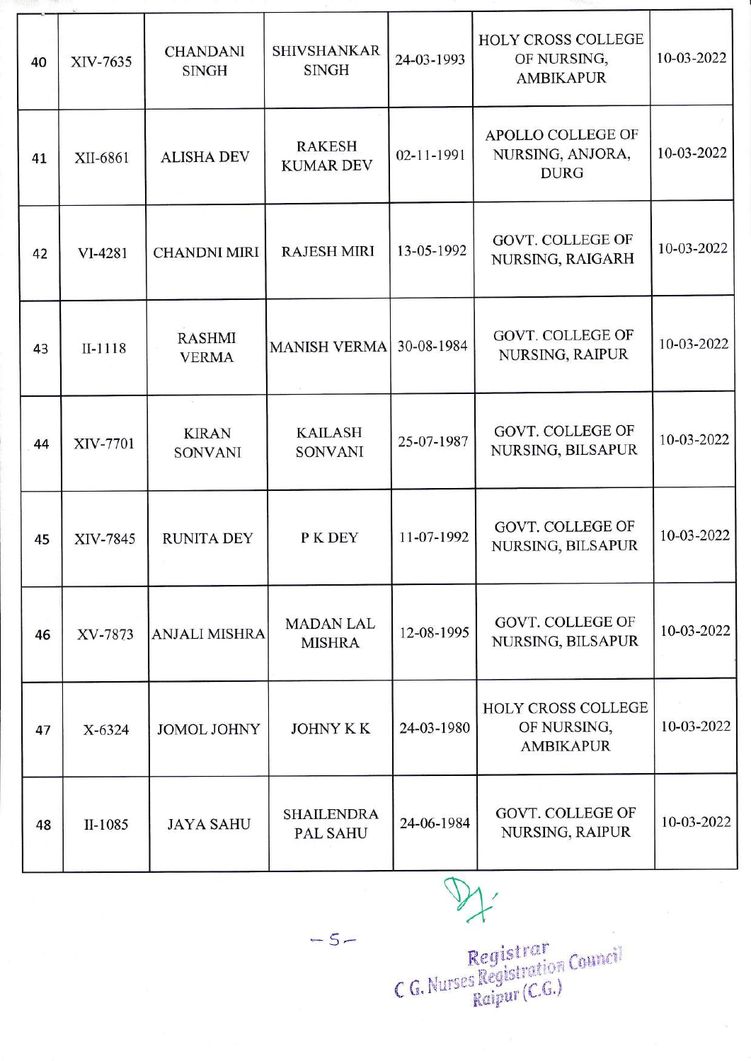| | | | | | | |
|---|---|---|---|---|---|---|
| 40 | XIV-7635 | CHANDANI SINGH | SHIVSHANKAR SINGH | 24-03-1993 | HOLY CROSS COLLEGE OF NURSING, AMBIKAPUR | 10-03-2022 |
| 41 | XII-6861 | ALISHA DEV | RAKESH KUMAR DEV | 02-11-1991 | APOLLO COLLEGE OF NURSING, ANJORA, DURG | 10-03-2022 |
| 42 | VI-4281 | CHANDNI MIRI | RAJESH MIRI | 13-05-1992 | GOVT. COLLEGE OF NURSING, RAIGARH | 10-03-2022 |
| 43 | II-1118 | RASHMI VERMA | MANISH VERMA | 30-08-1984 | GOVT. COLLEGE OF NURSING, RAIPUR | 10-03-2022 |
| 44 | XIV-7701 | KIRAN SONVANI | KAILASH SONVANI | 25-07-1987 | GOVT. COLLEGE OF NURSING, BILSAPUR | 10-03-2022 |
| 45 | XIV-7845 | RUNITA DEY | P K DEY | 11-07-1992 | GOVT. COLLEGE OF NURSING, BILSAPUR | 10-03-2022 |
| 46 | XV-7873 | ANJALI MISHRA | MADAN LAL MISHRA | 12-08-1995 | GOVT. COLLEGE OF NURSING, BILSAPUR | 10-03-2022 |
| 47 | X-6324 | JOMOL JOHNY | JOHNY K K | 24-03-1980 | HOLY CROSS COLLEGE OF NURSING, AMBIKAPUR | 10-03-2022 |
| 48 | II-1085 | JAYA SAHU | SHAILENDRA PAL SAHU | 24-06-1984 | GOVT. COLLEGE OF NURSING, RAIPUR | 10-03-2022 |

Registrar
C.G. Nurses Registration Council
Raipur (C.G.)